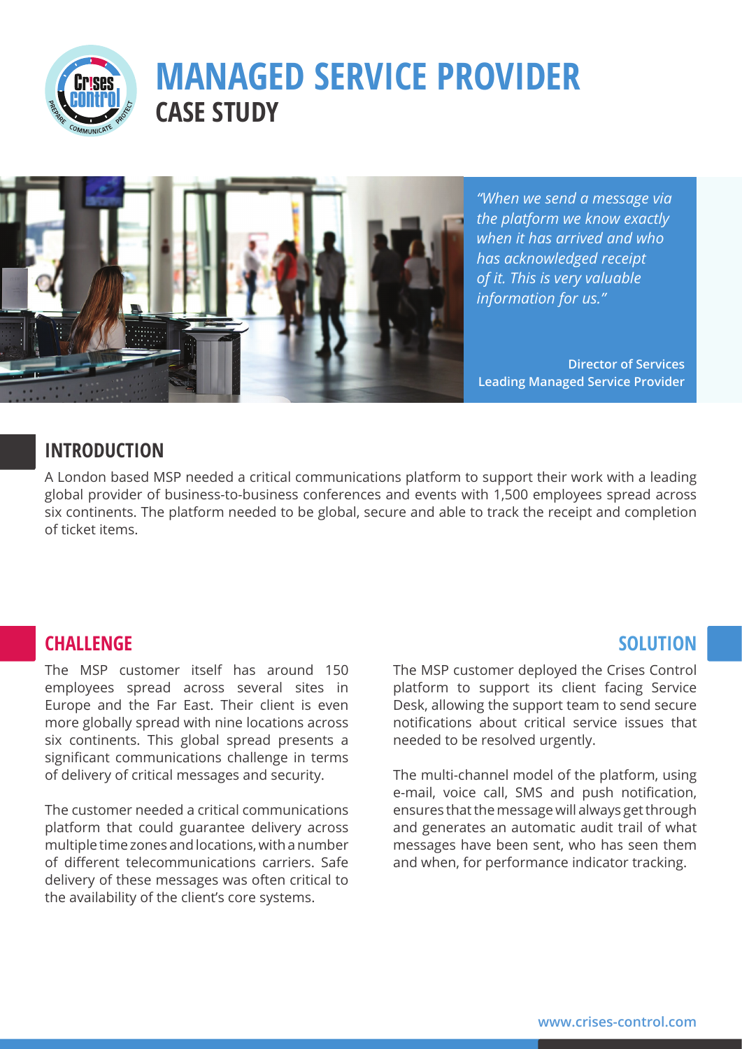# MANAGED SERVICE PROVIDER

## CASE STUDY

*"When we send a message via the platform we know exactly when it has arrived and who has acknowledged receipt of it. This is very valuable information for us."*

**Director of Services**
**Leading Managed Service Provider**

## INTRODUCTION

A London based MSP needed a critical communications platform to support their work with a leading global provider of business-to-business conferences and events with 1,500 employees spread across six continents. The platform needed to be global, secure and able to track the receipt and completion of ticket items.

## CHALLENGE

The MSP customer itself has around 150 employees spread across several sites in Europe and the Far East. Their client is even more globally spread with nine locations across six continents. This global spread presents a significant communications challenge in terms of delivery of critical messages and security.

The customer needed a critical communications platform that could guarantee delivery across multiple time zones and locations, with a number of different telecommunications carriers. Safe delivery of these messages was often critical to the availability of the client's core systems.

## SOLUTION

The MSP customer deployed the Crises Control platform to support its client facing Service Desk, allowing the support team to send secure notifications about critical service issues that needed to be resolved urgently.

The multi-channel model of the platform, using e-mail, voice call, SMS and push notification, ensures that the message will always get through and generates an automatic audit trail of what messages have been sent, who has seen them and when, for performance indicator tracking.

www.crises-control.com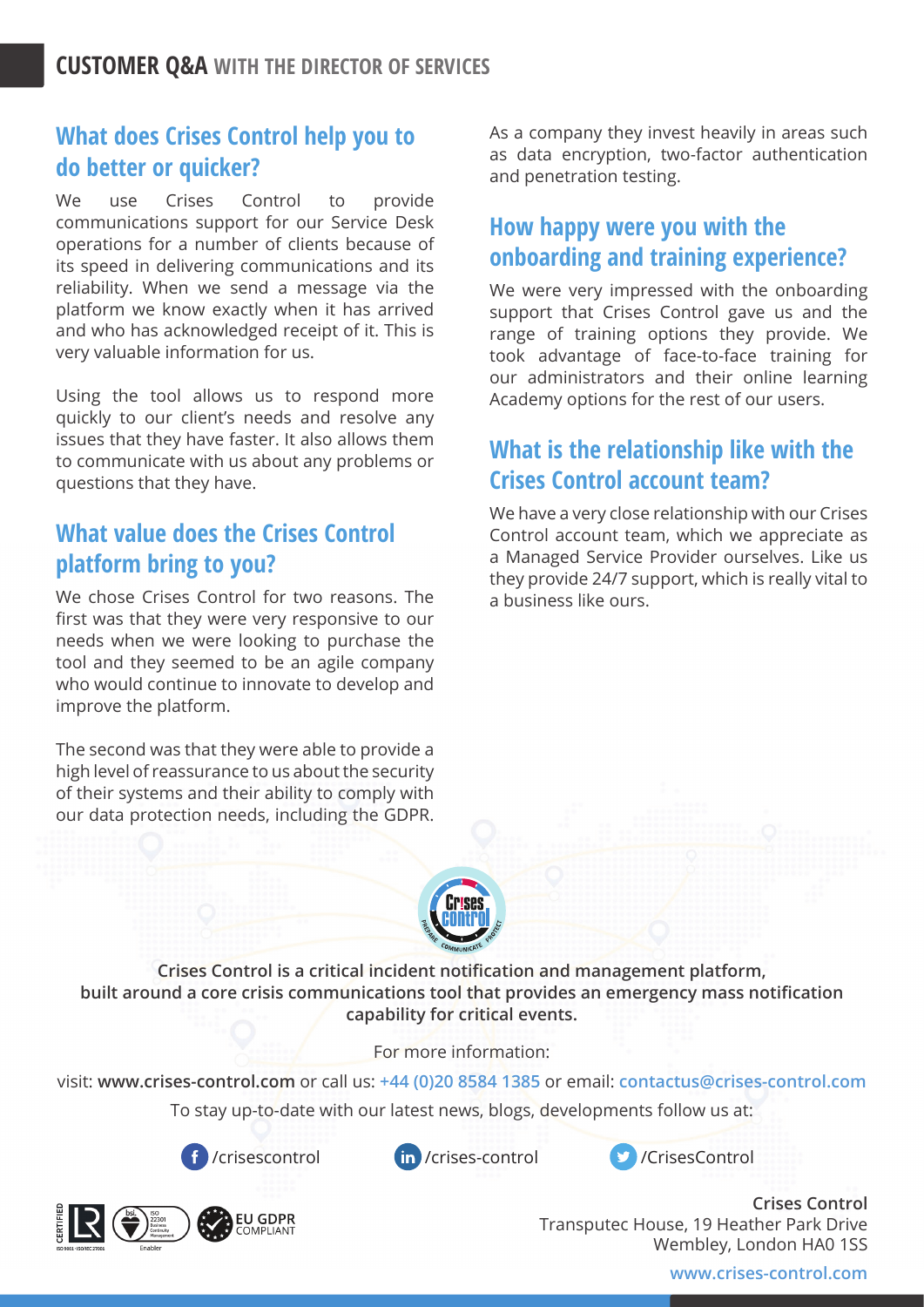# CUSTOMER Q&A WITH THE DIRECTOR OF SERVICES

## What does Crises Control help you to do better or quicker?

We use Crises Control to provide communications support for our Service Desk operations for a number of clients because of its speed in delivering communications and its reliability. When we send a message via the platform we know exactly when it has arrived and who has acknowledged receipt of it. This is very valuable information for us.

Using the tool allows us to respond more quickly to our client's needs and resolve any issues that they have faster. It also allows them to communicate with us about any problems or questions that they have.

## What value does the Crises Control platform bring to you?

We chose Crises Control for two reasons. The first was that they were very responsive to our needs when we were looking to purchase the tool and they seemed to be an agile company who would continue to innovate to develop and improve the platform.

The second was that they were able to provide a high level of reassurance to us about the security of their systems and their ability to comply with our data protection needs, including the GDPR. As a company they invest heavily in areas such as data encryption, two-factor authentication and penetration testing.

## How happy were you with the onboarding and training experience?

We were very impressed with the onboarding support that Crises Control gave us and the range of training options they provide. We took advantage of face-to-face training for our administrators and their online learning Academy options for the rest of our users.

## What is the relationship like with the Crises Control account team?

We have a very close relationship with our Crises Control account team, which we appreciate as a Managed Service Provider ourselves. Like us they provide 24/7 support, which is really vital to a business like ours.

**Crises Control is a critical incident notification and management platform, built around a core crisis communications tool that provides an emergency mass notification capability for critical events.**

For more information:

visit: **www.crises-control.com** or call us: **+44 (0)20 8584 1385** or email: **contactus@crises-control.com**

To stay up-to-date with our latest news, blogs, developments follow us at:

/crisescontrol  /crises-control  /CrisesControl

**Crises Control**
Transputec House, 19 Heather Park Drive
Wembley, London HA0 1SS

**www.crises-control.com**